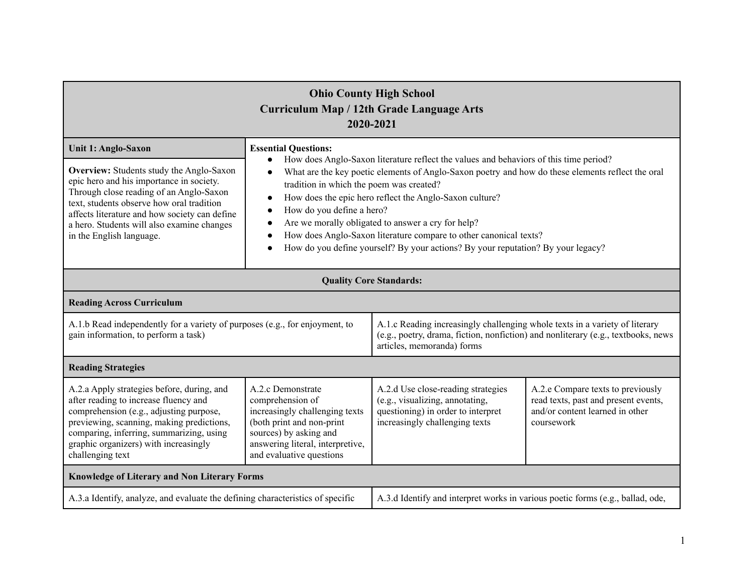# Ohio County High School
## Curriculum Map / 12th Grade Language Arts
## 2020-2021

| **Unit 1: Anglo-Saxon** | **Essential Questions:** |
|---|---|
| **Overview:** Students study the Anglo-Saxon epic hero and his importance in society. Through close reading of an Anglo-Saxon text, students observe how oral tradition affects literature and how society can define a hero. Students will also examine changes in the English language. | • How does Anglo-Saxon literature reflect the values and behaviors of this time period?<br>• What are the key poetic elements of Anglo-Saxon poetry and how do these elements reflect the oral tradition in which the poem was created?<br>• How does the epic hero reflect the Anglo-Saxon culture?<br>• How do you define a hero?<br>• Are we morally obligated to answer a cry for help?<br>• How does Anglo-Saxon literature compare to other canonical texts?<br>• How do you define yourself? By your actions? By your reputation? By your legacy? |

**Quality Core Standards:**

**Reading Across Curriculum**

| | |
|---|---|
| A.1.b Read independently for a variety of purposes (e.g., for enjoyment, to gain information, to perform a task) | A.1.c Reading increasingly challenging whole texts in a variety of literary (e.g., poetry, drama, fiction, nonfiction) and nonliterary (e.g., textbooks, news articles, memoranda) forms |

**Reading Strategies**

| | | | |
|---|---|---|---|
| A.2.a Apply strategies before, during, and after reading to increase fluency and comprehension (e.g., adjusting purpose, previewing, scanning, making predictions, comparing, inferring, summarizing, using graphic organizers) with increasingly challenging text | A.2.c Demonstrate comprehension of increasingly challenging texts (both print and non-print sources) by asking and answering literal, interpretive, and evaluative questions | A.2.d Use close-reading strategies (e.g., visualizing, annotating, questioning) in order to interpret increasingly challenging texts | A.2.e Compare texts to previously read texts, past and present events, and/or content learned in other coursework |

**Knowledge of Literary and Non Literary Forms**

| | |
|---|---|
| A.3.a Identify, analyze, and evaluate the defining characteristics of specific | A.3.d Identify and interpret works in various poetic forms (e.g., ballad, ode, |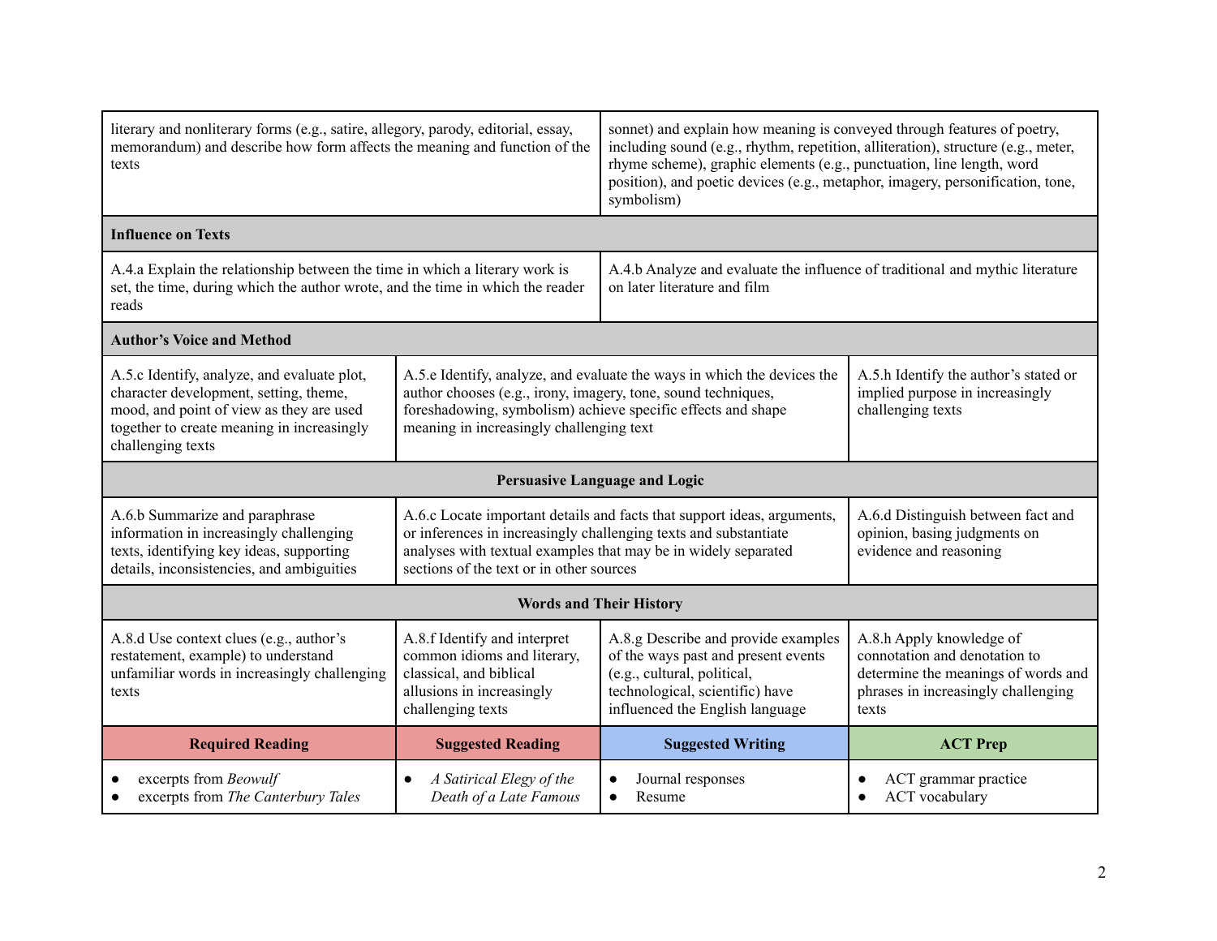| | | | |
|---|---|---|---|
| literary and nonliterary forms (e.g., satire, allegory, parody, editorial, essay, memorandum) and describe how form affects the meaning and function of the texts | | sonnet) and explain how meaning is conveyed through features of poetry, including sound (e.g., rhythm, repetition, alliteration), structure (e.g., meter, rhyme scheme), graphic elements (e.g., punctuation, line length, word position), and poetic devices (e.g., metaphor, imagery, personification, tone, symbolism) | |
| **Influence on Texts** | | | |
| A.4.a Explain the relationship between the time in which a literary work is set, the time, during which the author wrote, and the time in which the reader reads | | A.4.b Analyze and evaluate the influence of traditional and mythic literature on later literature and film | |
| **Author's Voice and Method** | | | |
| A.5.c Identify, analyze, and evaluate plot, character development, setting, theme, mood, and point of view as they are used together to create meaning in increasingly challenging texts | A.5.e Identify, analyze, and evaluate the ways in which the devices the author chooses (e.g., irony, imagery, tone, sound techniques, foreshadowing, symbolism) achieve specific effects and shape meaning in increasingly challenging text | | A.5.h Identify the author's stated or implied purpose in increasingly challenging texts |
| **Persuasive Language and Logic** | | | |
| A.6.b Summarize and paraphrase information in increasingly challenging texts, identifying key ideas, supporting details, inconsistencies, and ambiguities | A.6.c Locate important details and facts that support ideas, arguments, or inferences in increasingly challenging texts and substantiate analyses with textual examples that may be in widely separated sections of the text or in other sources | | A.6.d Distinguish between fact and opinion, basing judgments on evidence and reasoning |
| **Words and Their History** | | | |
| A.8.d Use context clues (e.g., author's restatement, example) to understand unfamiliar words in increasingly challenging texts | A.8.f Identify and interpret common idioms and literary, classical, and biblical allusions in increasingly challenging texts | A.8.g Describe and provide examples of the ways past and present events (e.g., cultural, political, technological, scientific) have influenced the English language | A.8.h Apply knowledge of connotation and denotation to determine the meanings of words and phrases in increasingly challenging texts |
| **Required Reading** | **Suggested Reading** | **Suggested Writing** | **ACT Prep** |
| • excerpts from *Beowulf*<br>• excerpts from *The Canterbury Tales* | • *A Satirical Elegy of the Death of a Late Famous* | • Journal responses<br>• Resume | • ACT grammar practice<br>• ACT vocabulary |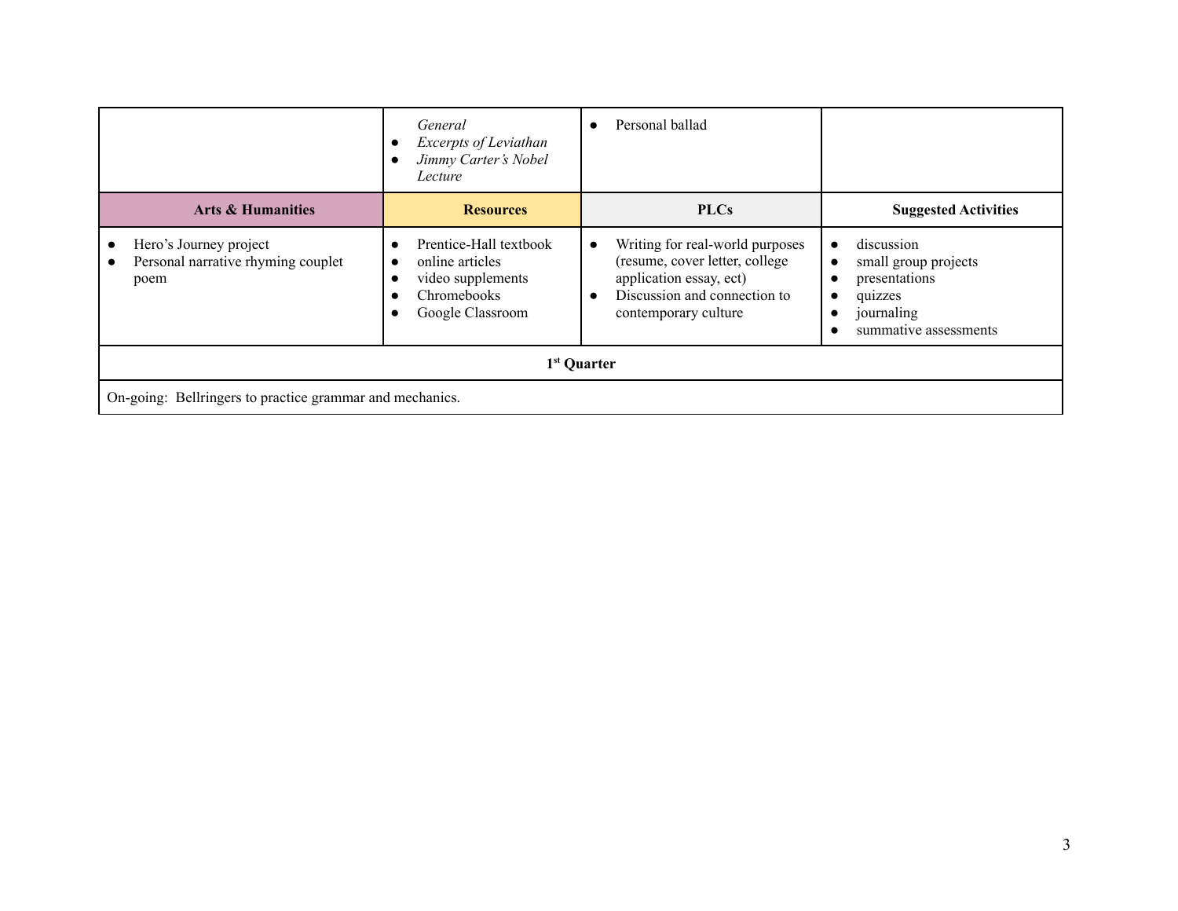| | | | |
|---|---|---|---|
| | *General*<br>• *Excerpts of Leviathan*<br>• *Jimmy Carter's Nobel Lecture* | • Personal ballad | |
| **Arts & Humanities** | **Resources** | **PLCs** | **Suggested Activities** |
| • Hero's Journey project<br>• Personal narrative rhyming couplet poem | • Prentice-Hall textbook<br>• online articles<br>• video supplements<br>• Chromebooks<br>• Google Classroom | • Writing for real-world purposes (resume, cover letter, college application essay, ect)<br>• Discussion and connection to contemporary culture | • discussion<br>• small group projects<br>• presentations<br>• quizzes<br>• journaling<br>• summative assessments |

| **1st Quarter** |
|---|
| On-going: Bellringers to practice grammar and mechanics. |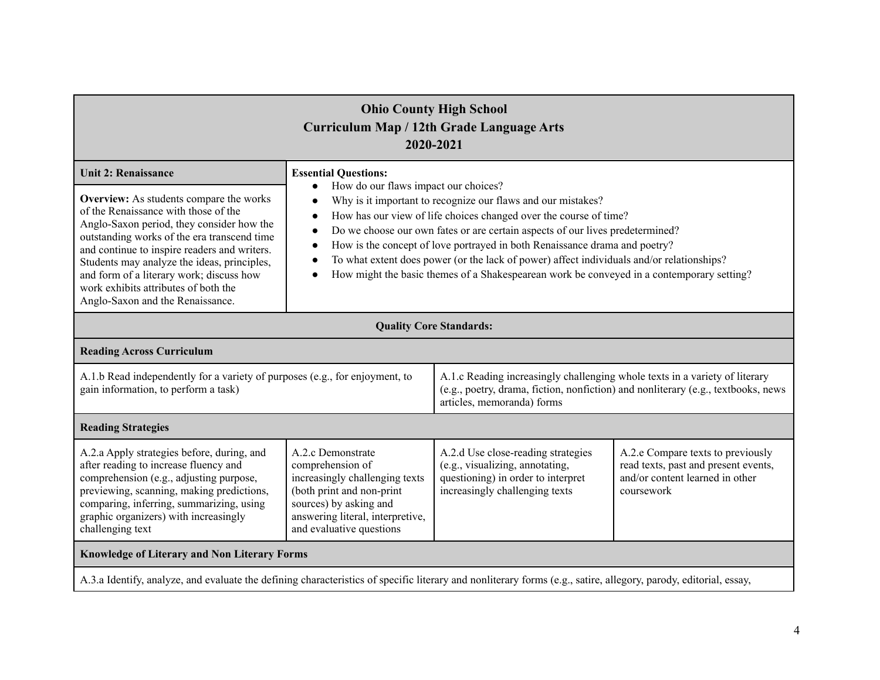**Ohio County High School**
**Curriculum Map / 12th Grade Language Arts**
**2020-2021**

| **Unit 2: Renaissance** | **Essential Questions:** |
|---|---|
| **Overview:** As students compare the works of the Renaissance with those of the Anglo-Saxon period, they consider how the outstanding works of the era transcend time and continue to inspire readers and writers. Students may analyze the ideas, principles, and form of a literary work; discuss how work exhibits attributes of both the Anglo-Saxon and the Renaissance. | • How do our flaws impact our choices?<br>• Why is it important to recognize our flaws and our mistakes?<br>• How has our view of life choices changed over the course of time?<br>• Do we choose our own fates or are certain aspects of our lives predetermined?<br>• How is the concept of love portrayed in both Renaissance drama and poetry?<br>• To what extent does power (or the lack of power) affect individuals and/or relationships?<br>• How might the basic themes of a Shakespearean work be conveyed in a contemporary setting? |

**Quality Core Standards:**

**Reading Across Curriculum**

| | |
|---|---|
| A.1.b Read independently for a variety of purposes (e.g., for enjoyment, to gain information, to perform a task) | A.1.c Reading increasingly challenging whole texts in a variety of literary (e.g., poetry, drama, fiction, nonfiction) and nonliterary (e.g., textbooks, news articles, memoranda) forms |

**Reading Strategies**

| | | | |
|---|---|---|---|
| A.2.a Apply strategies before, during, and after reading to increase fluency and comprehension (e.g., adjusting purpose, previewing, scanning, making predictions, comparing, inferring, summarizing, using graphic organizers) with increasingly challenging text | A.2.c Demonstrate comprehension of increasingly challenging texts (both print and non-print sources) by asking and answering literal, interpretive, and evaluative questions | A.2.d Use close-reading strategies (e.g., visualizing, annotating, questioning) in order to interpret increasingly challenging texts | A.2.e Compare texts to previously read texts, past and present events, and/or content learned in other coursework |

**Knowledge of Literary and Non Literary Forms**

A.3.a Identify, analyze, and evaluate the defining characteristics of specific literary and nonliterary forms (e.g., satire, allegory, parody, editorial, essay,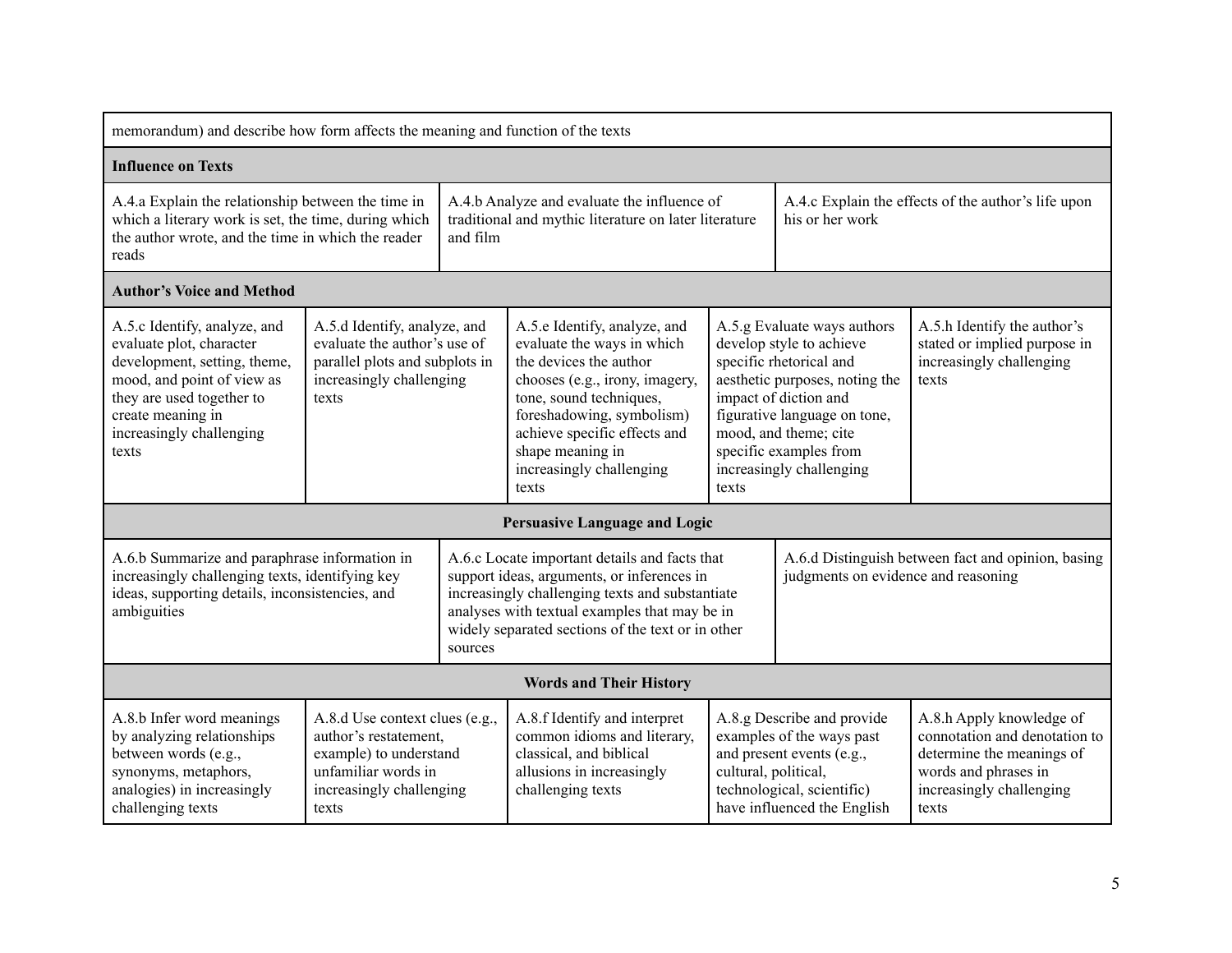| memorandum) and describe how form affects the meaning and function of the texts | | | | |
|---|---|---|---|---|
| **Influence on Texts** | | | | |
| A.4.a Explain the relationship between the time in which a literary work is set, the time, during which the author wrote, and the time in which the reader reads | A.4.b Analyze and evaluate the influence of traditional and mythic literature on later literature and film | A.4.c Explain the effects of the author's life upon his or her work | | |
| **Author's Voice and Method** | | | | |
| A.5.c Identify, analyze, and evaluate plot, character development, setting, theme, mood, and point of view as they are used together to create meaning in increasingly challenging texts | A.5.d Identify, analyze, and evaluate the author's use of parallel plots and subplots in increasingly challenging texts | A.5.e Identify, analyze, and evaluate the ways in which the devices the author chooses (e.g., irony, imagery, tone, sound techniques, foreshadowing, symbolism) achieve specific effects and shape meaning in increasingly challenging texts | A.5.g Evaluate ways authors develop style to achieve specific rhetorical and aesthetic purposes, noting the impact of diction and figurative language on tone, mood, and theme; cite specific examples from increasingly challenging texts | A.5.h Identify the author's stated or implied purpose in increasingly challenging texts |
| **Persuasive Language and Logic** | | | | |
| A.6.b Summarize and paraphrase information in increasingly challenging texts, identifying key ideas, supporting details, inconsistencies, and ambiguities | A.6.c Locate important details and facts that support ideas, arguments, or inferences in increasingly challenging texts and substantiate analyses with textual examples that may be in widely separated sections of the text or in other sources | A.6.d Distinguish between fact and opinion, basing judgments on evidence and reasoning | | |
| **Words and Their History** | | | | |
| A.8.b Infer word meanings by analyzing relationships between words (e.g., synonyms, metaphors, analogies) in increasingly challenging texts | A.8.d Use context clues (e.g., author's restatement, example) to understand unfamiliar words in increasingly challenging texts | A.8.f Identify and interpret common idioms and literary, classical, and biblical allusions in increasingly challenging texts | A.8.g Describe and provide examples of the ways past and present events (e.g., cultural, political, technological, scientific) have influenced the English | A.8.h Apply knowledge of connotation and denotation to determine the meanings of words and phrases in increasingly challenging texts |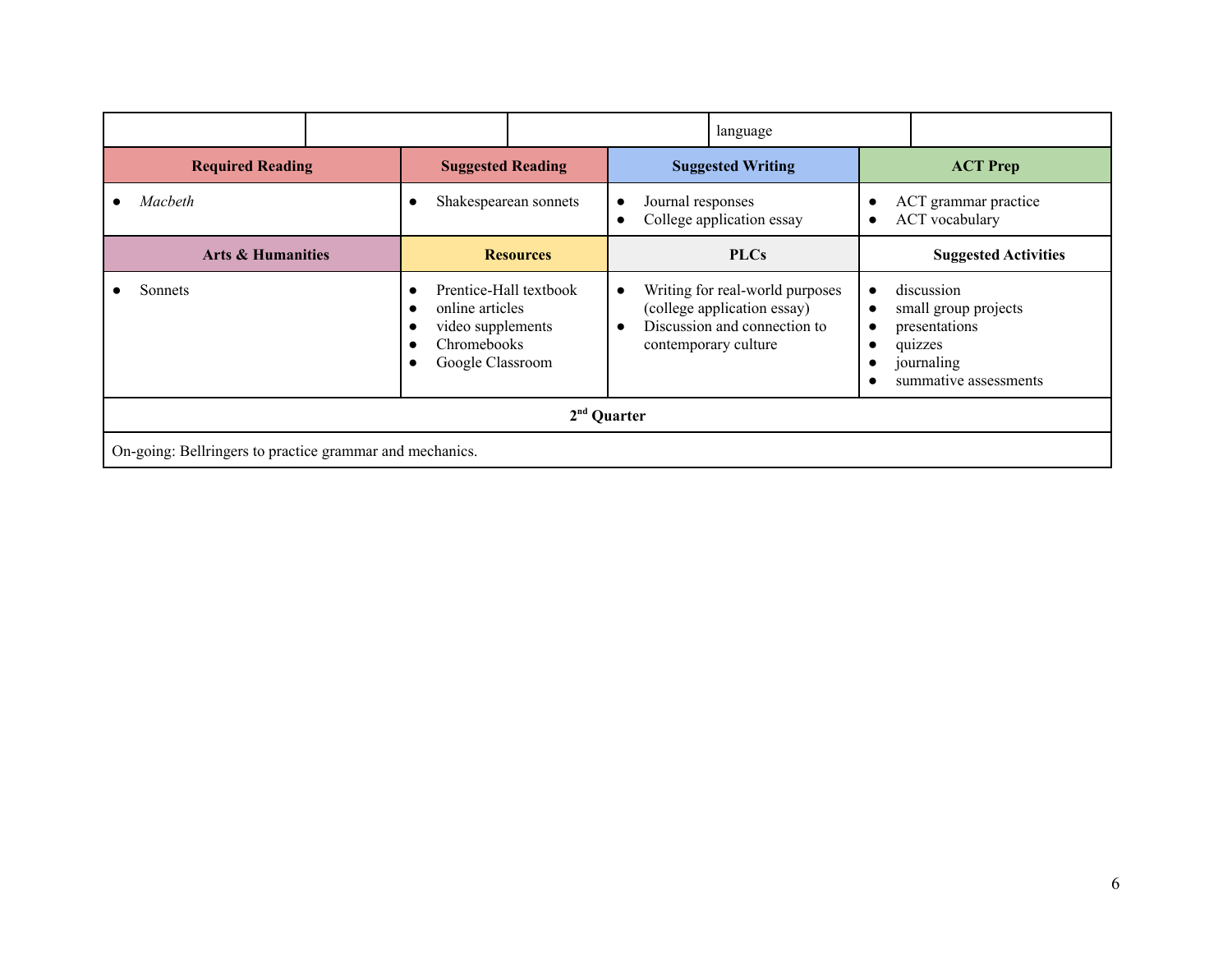| | | | language | |
|---|---|---|---|---|

| **Required Reading** | **Suggested Reading** | **Suggested Writing** | **ACT Prep** |
|---|---|---|---|
| • *Macbeth* | • Shakespearean sonnets | • Journal responses<br>• College application essay | • ACT grammar practice<br>• ACT vocabulary |
| **Arts & Humanities** | **Resources** | **PLCs** | **Suggested Activities** |
| • Sonnets | • Prentice-Hall textbook<br>• online articles<br>• video supplements<br>• Chromebooks<br>• Google Classroom | • Writing for real-world purposes (college application essay)<br>• Discussion and connection to contemporary culture | • discussion<br>• small group projects<br>• presentations<br>• quizzes<br>• journaling<br>• summative assessments |

| **2nd Quarter** |
|---|
| On-going: Bellringers to practice grammar and mechanics. |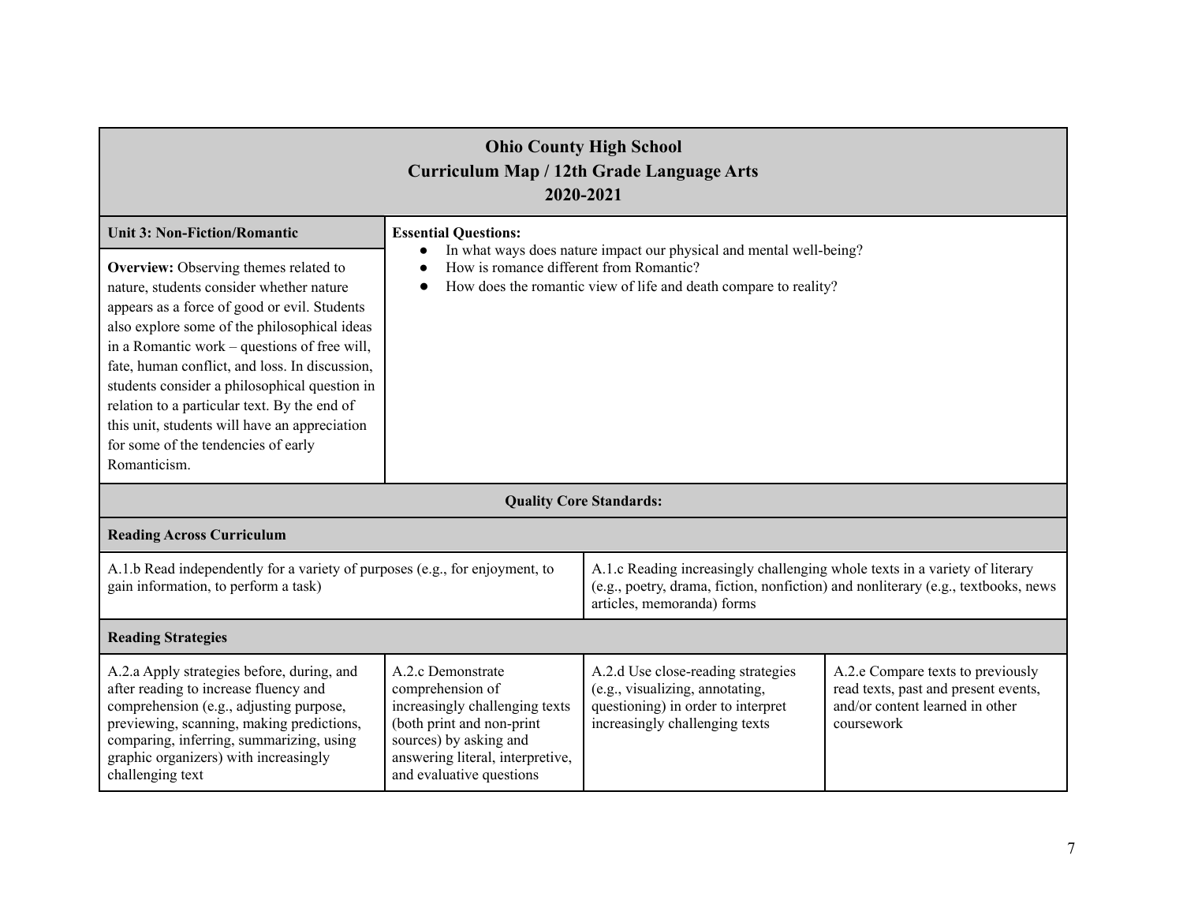## Ohio County High School
## Curriculum Map / 12th Grade Language Arts
## 2020-2021

| **Unit 3: Non-Fiction/Romantic** | **Essential Questions:** |
|---|---|
| **Overview:** Observing themes related to nature, students consider whether nature appears as a force of good or evil. Students also explore some of the philosophical ideas in a Romantic work – questions of free will, fate, human conflict, and loss. In discussion, students consider a philosophical question in relation to a particular text. By the end of this unit, students will have an appreciation for some of the tendencies of early Romanticism. | ● In what ways does nature impact our physical and mental well-being?<br>● How is romance different from Romantic?<br>● How does the romantic view of life and death compare to reality? |

### Quality Core Standards:

**Reading Across Curriculum**

| | |
|---|---|
| A.1.b Read independently for a variety of purposes (e.g., for enjoyment, to gain information, to perform a task) | A.1.c Reading increasingly challenging whole texts in a variety of literary (e.g., poetry, drama, fiction, nonfiction) and nonliterary (e.g., textbooks, news articles, memoranda) forms |

**Reading Strategies**

| | | | |
|---|---|---|---|
| A.2.a Apply strategies before, during, and after reading to increase fluency and comprehension (e.g., adjusting purpose, previewing, scanning, making predictions, comparing, inferring, summarizing, using graphic organizers) with increasingly challenging text | A.2.c Demonstrate comprehension of increasingly challenging texts (both print and non-print sources) by asking and answering literal, interpretive, and evaluative questions | A.2.d Use close-reading strategies (e.g., visualizing, annotating, questioning) in order to interpret increasingly challenging texts | A.2.e Compare texts to previously read texts, past and present events, and/or content learned in other coursework |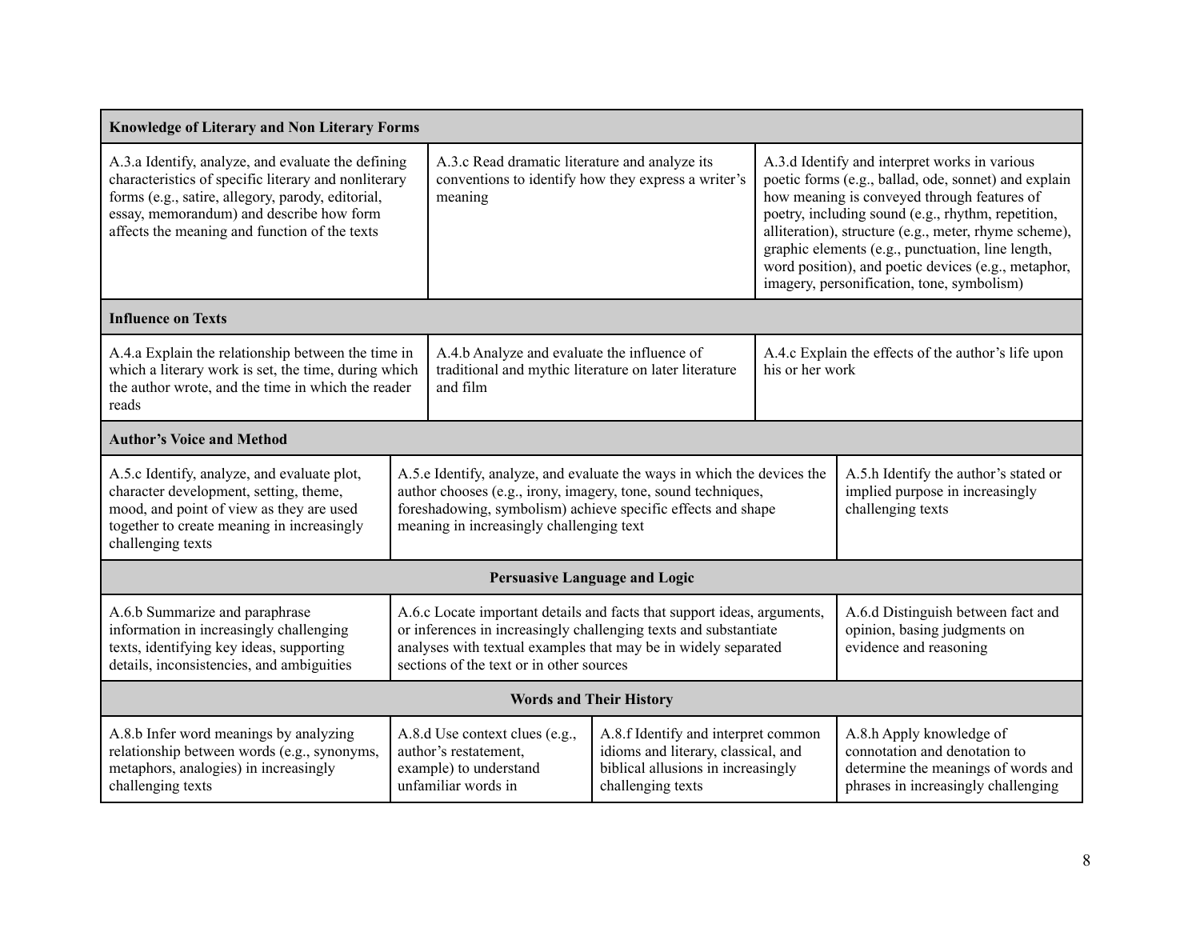| Knowledge of Literary and Non Literary Forms | | |
| --- | --- | --- |
| A.3.a Identify, analyze, and evaluate the defining characteristics of specific literary and nonliterary forms (e.g., satire, allegory, parody, editorial, essay, memorandum) and describe how form affects the meaning and function of the texts | A.3.c Read dramatic literature and analyze its conventions to identify how they express a writer's meaning | A.3.d Identify and interpret works in various poetic forms (e.g., ballad, ode, sonnet) and explain how meaning is conveyed through features of poetry, including sound (e.g., rhythm, repetition, alliteration), structure (e.g., meter, rhyme scheme), graphic elements (e.g., punctuation, line length, word position), and poetic devices (e.g., metaphor, imagery, personification, tone, symbolism) |
| **Influence on Texts** | | |
| A.4.a Explain the relationship between the time in which a literary work is set, the time, during which the author wrote, and the time in which the reader reads | A.4.b Analyze and evaluate the influence of traditional and mythic literature on later literature and film | A.4.c Explain the effects of the author's life upon his or her work |

| Author's Voice and Method | | |
| --- | --- | --- |
| A.5.c Identify, analyze, and evaluate plot, character development, setting, theme, mood, and point of view as they are used together to create meaning in increasingly challenging texts | A.5.e Identify, analyze, and evaluate the ways in which the devices the author chooses (e.g., irony, imagery, tone, sound techniques, foreshadowing, symbolism) achieve specific effects and shape meaning in increasingly challenging text | A.5.h Identify the author's stated or implied purpose in increasingly challenging texts |
| **Persuasive Language and Logic** | | |
| A.6.b Summarize and paraphrase information in increasingly challenging texts, identifying key ideas, supporting details, inconsistencies, and ambiguities | A.6.c Locate important details and facts that support ideas, arguments, or inferences in increasingly challenging texts and substantiate analyses with textual examples that may be in widely separated sections of the text or in other sources | A.6.d Distinguish between fact and opinion, basing judgments on evidence and reasoning |

| Words and Their History | | | |
| --- | --- | --- | --- |
| A.8.b Infer word meanings by analyzing relationship between words (e.g., synonyms, metaphors, analogies) in increasingly challenging texts | A.8.d Use context clues (e.g., author's restatement, example) to understand unfamiliar words in | A.8.f Identify and interpret common idioms and literary, classical, and biblical allusions in increasingly challenging texts | A.8.h Apply knowledge of connotation and denotation to determine the meanings of words and phrases in increasingly challenging |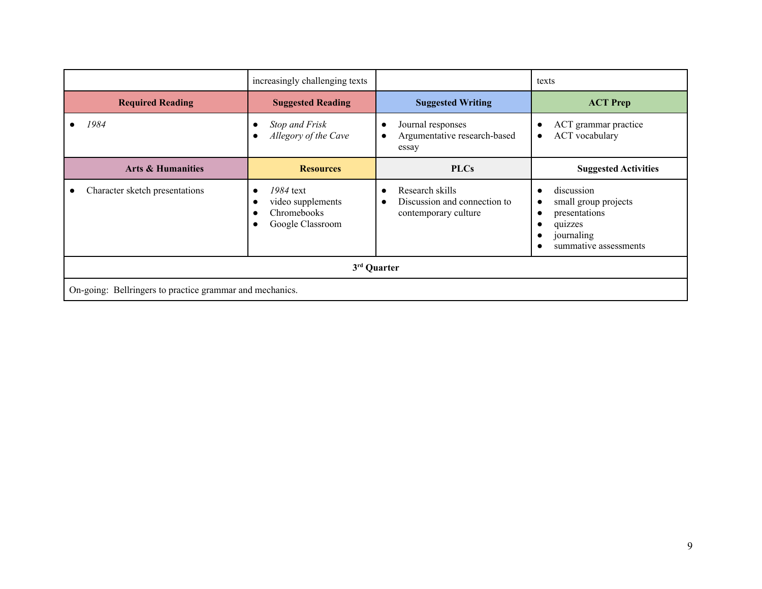| | increasingly challenging texts | | texts |
|---|---|---|---|
| **Required Reading** | **Suggested Reading** | **Suggested Writing** | **ACT Prep** |
| • *1984* | • *Stop and Frisk*<br>• *Allegory of the Cave* | • Journal responses<br>• Argumentative research-based essay | • ACT grammar practice<br>• ACT vocabulary |
| **Arts & Humanities** | **Resources** | **PLCs** | **Suggested Activities** |
| • Character sketch presentations | • *1984* text<br>• video supplements<br>• Chromebooks<br>• Google Classroom | • Research skills<br>• Discussion and connection to contemporary culture | • discussion<br>• small group projects<br>• presentations<br>• quizzes<br>• journaling<br>• summative assessments |

| 3rd Quarter |
|---|
| On-going: Bellringers to practice grammar and mechanics. |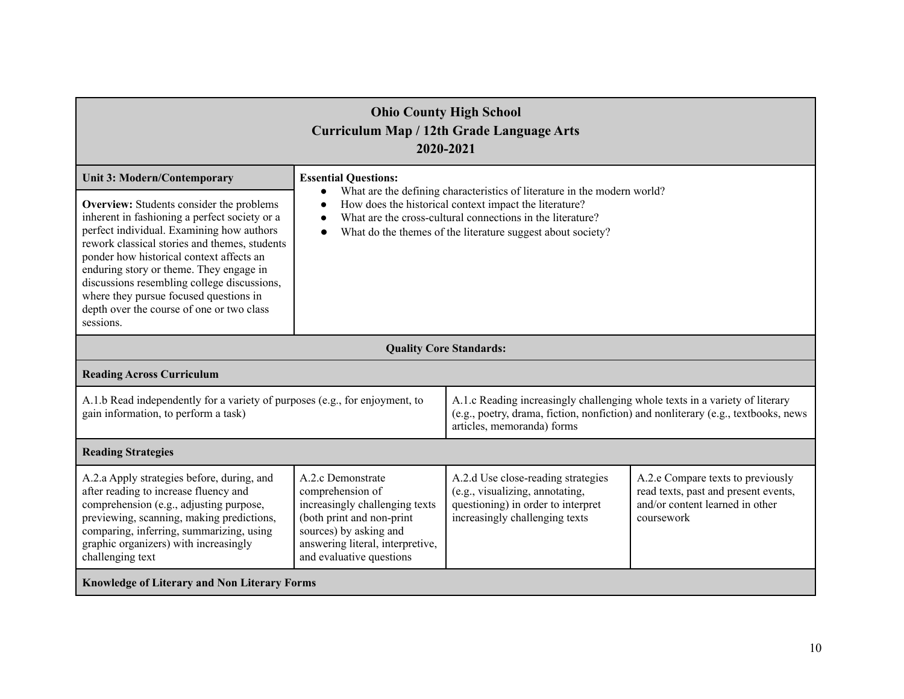# Ohio County High School
## Curriculum Map / 12th Grade Language Arts
## 2020-2021

| **Unit 3: Modern/Contemporary** | **Essential Questions:** |
|---|---|
| **Overview:** Students consider the problems inherent in fashioning a perfect society or a perfect individual. Examining how authors rework classical stories and themes, students ponder how historical context affects an enduring story or theme. They engage in discussions resembling college discussions, where they pursue focused questions in depth over the course of one or two class sessions. | • What are the defining characteristics of literature in the modern world?<br>• How does the historical context impact the literature?<br>• What are the cross-cultural connections in the literature?<br>• What do the themes of the literature suggest about society? |

### Quality Core Standards:

**Reading Across Curriculum**

| | |
|---|---|
| A.1.b Read independently for a variety of purposes (e.g., for enjoyment, to gain information, to perform a task) | A.1.c Reading increasingly challenging whole texts in a variety of literary (e.g., poetry, drama, fiction, nonfiction) and nonliterary (e.g., textbooks, news articles, memoranda) forms |

**Reading Strategies**

| | | | |
|---|---|---|---|
| A.2.a Apply strategies before, during, and after reading to increase fluency and comprehension (e.g., adjusting purpose, previewing, scanning, making predictions, comparing, inferring, summarizing, using graphic organizers) with increasingly challenging text | A.2.c Demonstrate comprehension of increasingly challenging texts (both print and non-print sources) by asking and answering literal, interpretive, and evaluative questions | A.2.d Use close-reading strategies (e.g., visualizing, annotating, questioning) in order to interpret increasingly challenging texts | A.2.e Compare texts to previously read texts, past and present events, and/or content learned in other coursework |

**Knowledge of Literary and Non Literary Forms**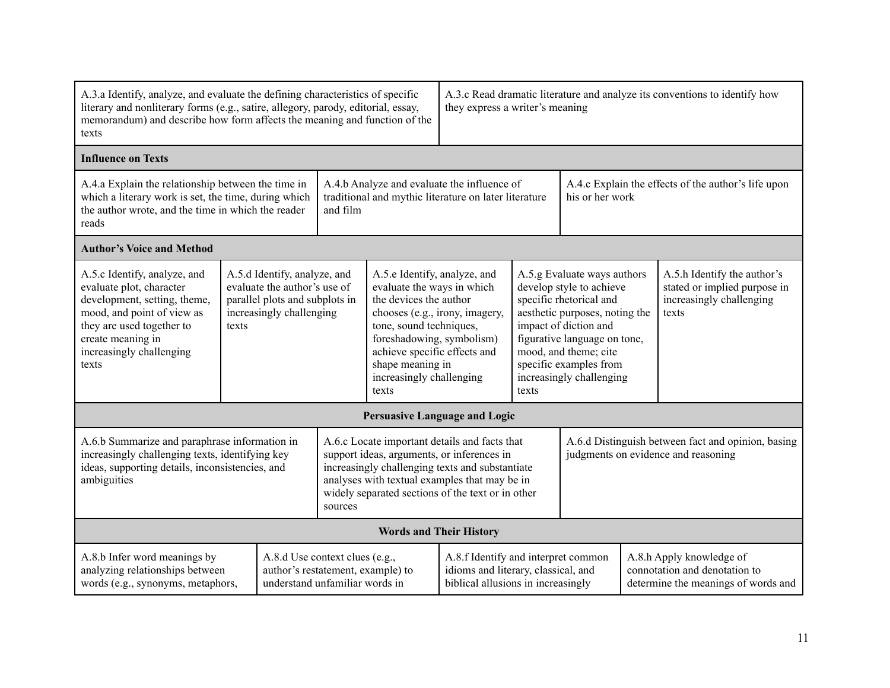| | | | | |
|---|---|---|---|---|
| A.3.a Identify, analyze, and evaluate the defining characteristics of specific literary and nonliterary forms (e.g., satire, allegory, parody, editorial, essay, memorandum) and describe how form affects the meaning and function of the texts | | A.3.c Read dramatic literature and analyze its conventions to identify how they express a writer's meaning | | |
| **Influence on Texts** | | | | |
| A.4.a Explain the relationship between the time in which a literary work is set, the time, during which the author wrote, and the time in which the reader reads | A.4.b Analyze and evaluate the influence of traditional and mythic literature on later literature and film | | A.4.c Explain the effects of the author's life upon his or her work | |
| **Author's Voice and Method** | | | | |
| A.5.c Identify, analyze, and evaluate plot, character development, setting, theme, mood, and point of view as they are used together to create meaning in increasingly challenging texts | A.5.d Identify, analyze, and evaluate the author's use of parallel plots and subplots in increasingly challenging texts | A.5.e Identify, analyze, and evaluate the ways in which the devices the author chooses (e.g., irony, imagery, tone, sound techniques, foreshadowing, symbolism) achieve specific effects and shape meaning in increasingly challenging texts | A.5.g Evaluate ways authors develop style to achieve specific rhetorical and aesthetic purposes, noting the impact of diction and figurative language on tone, mood, and theme; cite specific examples from increasingly challenging texts | A.5.h Identify the author's stated or implied purpose in increasingly challenging texts |
| **Persuasive Language and Logic** | | | | |
| A.6.b Summarize and paraphrase information in increasingly challenging texts, identifying key ideas, supporting details, inconsistencies, and ambiguities | A.6.c Locate important details and facts that support ideas, arguments, or inferences in increasingly challenging texts and substantiate analyses with textual examples that may be in widely separated sections of the text or in other sources | | A.6.d Distinguish between fact and opinion, basing judgments on evidence and reasoning | |
| **Words and Their History** | | | | |
| A.8.b Infer word meanings by analyzing relationships between words (e.g., synonyms, metaphors, | A.8.d Use context clues (e.g., author's restatement, example) to understand unfamiliar words in | A.8.f Identify and interpret common idioms and literary, classical, and biblical allusions in increasingly | A.8.h Apply knowledge of connotation and denotation to determine the meanings of words and | |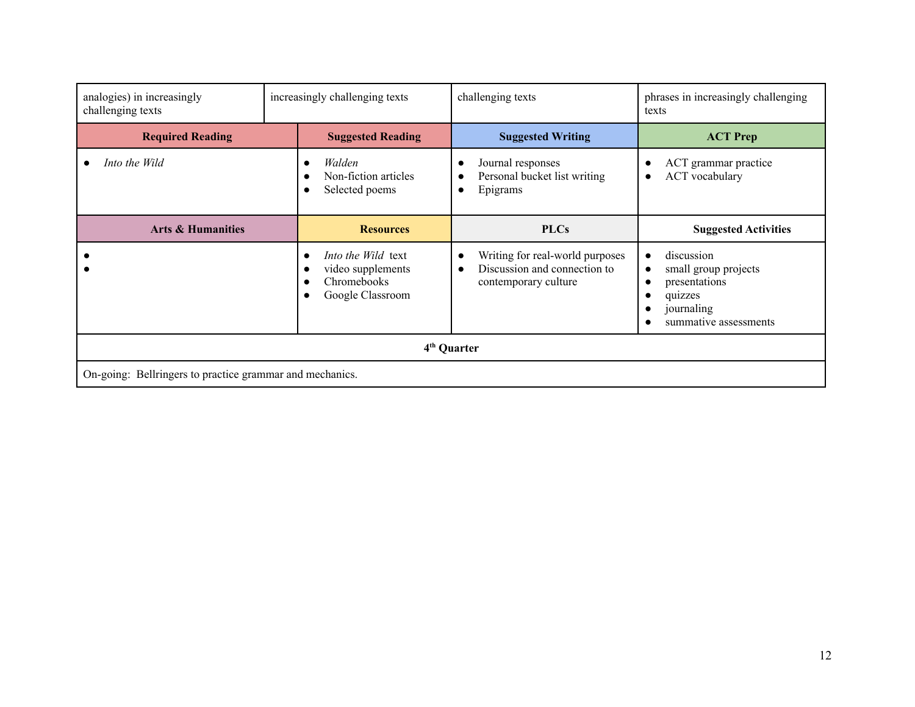| | | | |
|---|---|---|---|
| analogies) in increasingly challenging texts | increasingly challenging texts | challenging texts | phrases in increasingly challenging texts |
| **Required Reading** | **Suggested Reading** | **Suggested Writing** | **ACT Prep** |
| • *Into the Wild* | • *Walden*<br>• Non-fiction articles<br>• Selected poems | • Journal responses<br>• Personal bucket list writing<br>• Epigrams | • ACT grammar practice<br>• ACT vocabulary |
| **Arts & Humanities** | **Resources** | **PLCs** | **Suggested Activities** |
| •<br>• | • *Into the Wild* text<br>• video supplements<br>• Chromebooks<br>• Google Classroom | • Writing for real-world purposes<br>• Discussion and connection to contemporary culture | • discussion<br>• small group projects<br>• presentations<br>• quizzes<br>• journaling<br>• summative assessments |
| **4th Quarter** | | | |
| On-going: Bellringers to practice grammar and mechanics. | | | |